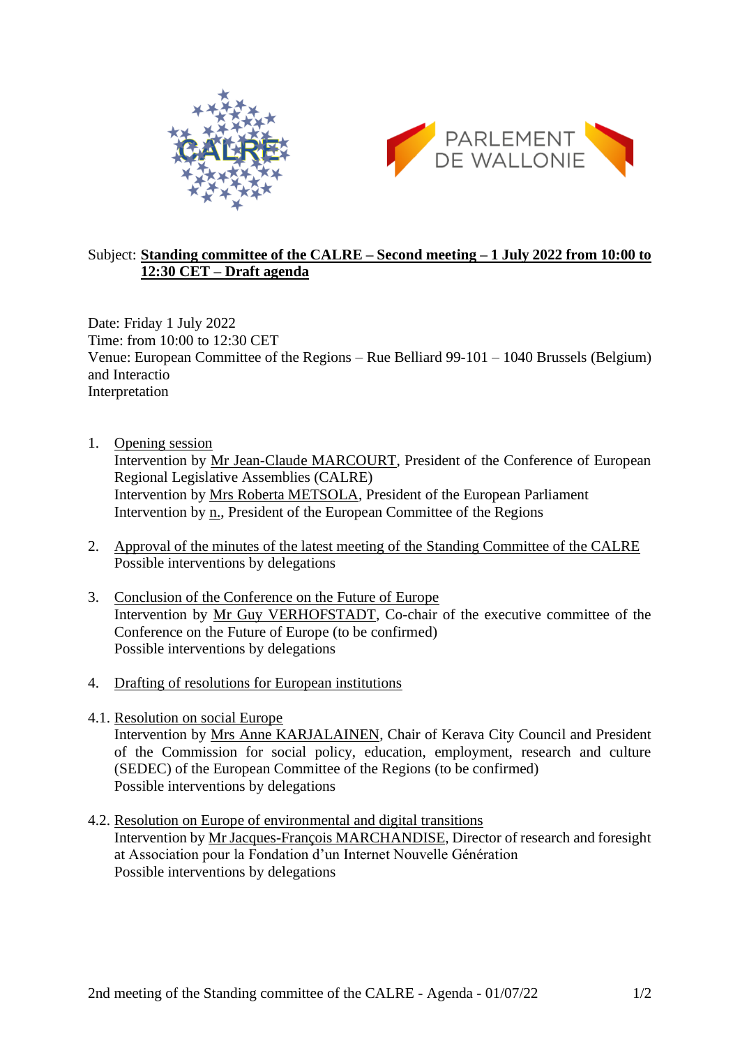Subject: **Standing committee of the CALRE – Second meeting – 1 July 2022 from 10:00 to 12:30 CET – Draft agenda**

Date: Friday 1 July 2022
Time: from 10:00 to 12:30 CET
Venue: European Committee of the Regions – Rue Belliard 99-101 – 1040 Brussels (Belgium) and Interactio
Interpretation

1. Opening session
   Intervention by Mr Jean-Claude MARCOURT, President of the Conference of European Regional Legislative Assemblies (CALRE)
   Intervention by Mrs Roberta METSOLA, President of the European Parliament
   Intervention by n., President of the European Committee of the Regions

2. Approval of the minutes of the latest meeting of the Standing Committee of the CALRE
   Possible interventions by delegations

3. Conclusion of the Conference on the Future of Europe
   Intervention by Mr Guy VERHOFSTADT, Co-chair of the executive committee of the Conference on the Future of Europe (to be confirmed)
   Possible interventions by delegations

4. Drafting of resolutions for European institutions

4.1. Resolution on social Europe
   Intervention by Mrs Anne KARJALAINEN, Chair of Kerava City Council and President of the Commission for social policy, education, employment, research and culture (SEDEC) of the European Committee of the Regions (to be confirmed)
   Possible interventions by delegations

4.2. Resolution on Europe of environmental and digital transitions
   Intervention by Mr Jacques-François MARCHANDISE, Director of research and foresight at Association pour la Fondation d'un Internet Nouvelle Génération
   Possible interventions by delegations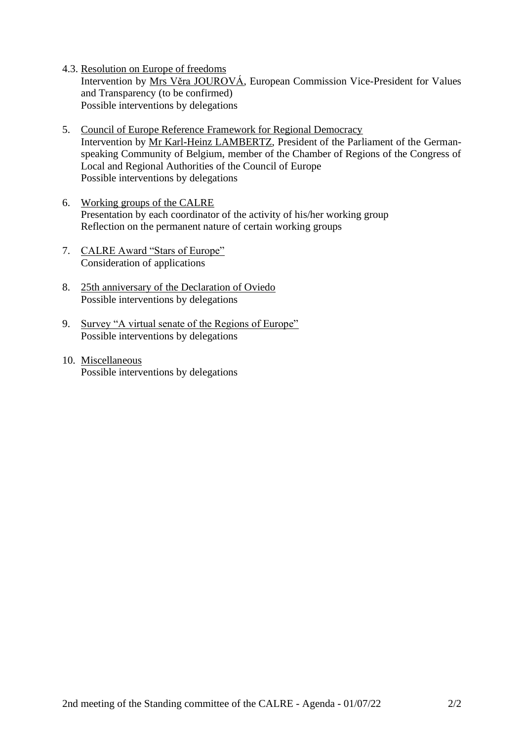4.3. Resolution on Europe of freedoms
Intervention by Mrs Věra JOUROVÁ, European Commission Vice-President for Values and Transparency (to be confirmed)
Possible interventions by delegations

5. Council of Europe Reference Framework for Regional Democracy
Intervention by Mr Karl-Heinz LAMBERTZ, President of the Parliament of the German-speaking Community of Belgium, member of the Chamber of Regions of the Congress of Local and Regional Authorities of the Council of Europe
Possible interventions by delegations

6. Working groups of the CALRE
Presentation by each coordinator of the activity of his/her working group
Reflection on the permanent nature of certain working groups

7. CALRE Award "Stars of Europe"
Consideration of applications

8. 25th anniversary of the Declaration of Oviedo
Possible interventions by delegations

9. Survey "A virtual senate of the Regions of Europe"
Possible interventions by delegations

10. Miscellaneous
Possible interventions by delegations